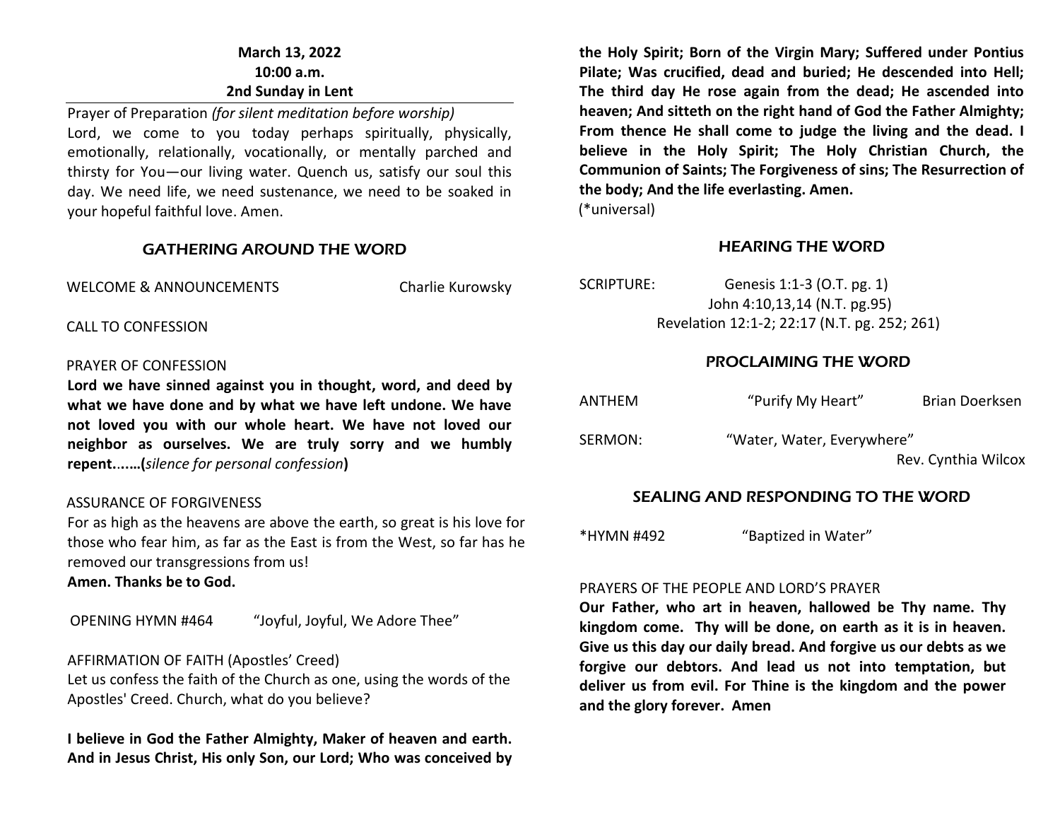**March 13, 2022**
**10:00 a.m.**
**2nd Sunday in Lent**

Prayer of Preparation *(for silent meditation before worship)*
Lord, we come to you today perhaps spiritually, physically, emotionally, relationally, vocationally, or mentally parched and thirsty for You—our living water. Quench us, satisfy our soul this day. We need life, we need sustenance, we need to be soaked in your hopeful faithful love. Amen.

## GATHERING AROUND THE WORD

WELCOME & ANNOUNCEMENTS — Charlie Kurowsky

CALL TO CONFESSION

PRAYER OF CONFESSION
**Lord we have sinned against you in thought, word, and deed by what we have done and by what we have left undone. We have not loved you with our whole heart. We have not loved our neighbor as ourselves. We are truly sorry and we humbly repent.……(***silence for personal confession***)**

ASSURANCE OF FORGIVENESS
For as high as the heavens are above the earth, so great is his love for those who fear him, as far as the East is from the West, so far has he removed our transgressions from us!
**Amen. Thanks be to God.**

OPENING HYMN #464 — "Joyful, Joyful, We Adore Thee"

AFFIRMATION OF FAITH (Apostles' Creed)
Let us confess the faith of the Church as one, using the words of the Apostles' Creed. Church, what do you believe?

**I believe in God the Father Almighty, Maker of heaven and earth. And in Jesus Christ, His only Son, our Lord; Who was conceived by the Holy Spirit; Born of the Virgin Mary; Suffered under Pontius Pilate; Was crucified, dead and buried; He descended into Hell; The third day He rose again from the dead; He ascended into heaven; And sitteth on the right hand of God the Father Almighty; From thence He shall come to judge the living and the dead. I believe in the Holy Spirit; The Holy Christian Church, the Communion of Saints; The Forgiveness of sins; The Resurrection of the body; And the life everlasting. Amen.**
(*universal)

## HEARING THE WORD

SCRIPTURE: Genesis 1:1-3 (O.T. pg. 1)
John 4:10,13,14 (N.T. pg.95)
Revelation 12:1-2; 22:17 (N.T. pg. 252; 261)

## PROCLAIMING THE WORD

ANTHEM — "Purify My Heart" — Brian Doerksen

SERMON: "Water, Water, Everywhere" — Rev. Cynthia Wilcox

## SEALING AND RESPONDING TO THE WORD

*HYMN #492 — "Baptized in Water"

PRAYERS OF THE PEOPLE AND LORD'S PRAYER
**Our Father, who art in heaven, hallowed be Thy name. Thy kingdom come. Thy will be done, on earth as it is in heaven. Give us this day our daily bread. And forgive us our debts as we forgive our debtors. And lead us not into temptation, but deliver us from evil. For Thine is the kingdom and the power and the glory forever. Amen**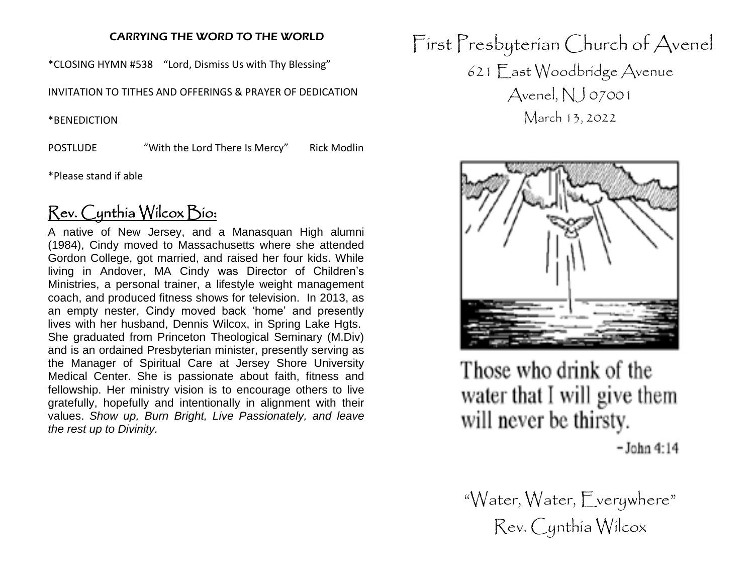## CARRYING THE WORD TO THE WORLD

*CLOSING HYMN #538 "Lord, Dismiss Us with Thy Blessing"

INVITATION TO TITHES AND OFFERINGS & PRAYER OF DEDICATION

*BENEDICTION

POSTLUDE "With the Lord There Is Mercy" Rick Modlin

*Please stand if able

## Rev. Cynthia Wilcox Bio:

A native of New Jersey, and a Manasquan High alumni (1984), Cindy moved to Massachusetts where she attended Gordon College, got married, and raised her four kids. While living in Andover, MA Cindy was Director of Children's Ministries, a personal trainer, a lifestyle weight management coach, and produced fitness shows for television. In 2013, as an empty nester, Cindy moved back 'home' and presently lives with her husband, Dennis Wilcox, in Spring Lake Hgts. She graduated from Princeton Theological Seminary (M.Div) and is an ordained Presbyterian minister, presently serving as the Manager of Spiritual Care at Jersey Shore University Medical Center. She is passionate about faith, fitness and fellowship. Her ministry vision is to encourage others to live gratefully, hopefully and intentionally in alignment with their values. *Show up, Burn Bright, Live Passionately, and leave the rest up to Divinity.*

# First Presbyterian Church of Avenel

621 East Woodbridge Avenue

Avenel, NJ 07001

March 13, 2022

Those who drink of the water that I will give them will never be thirsty.

– John 4:14

"Water, Water, Everywhere"

Rev. Cynthia Wilcox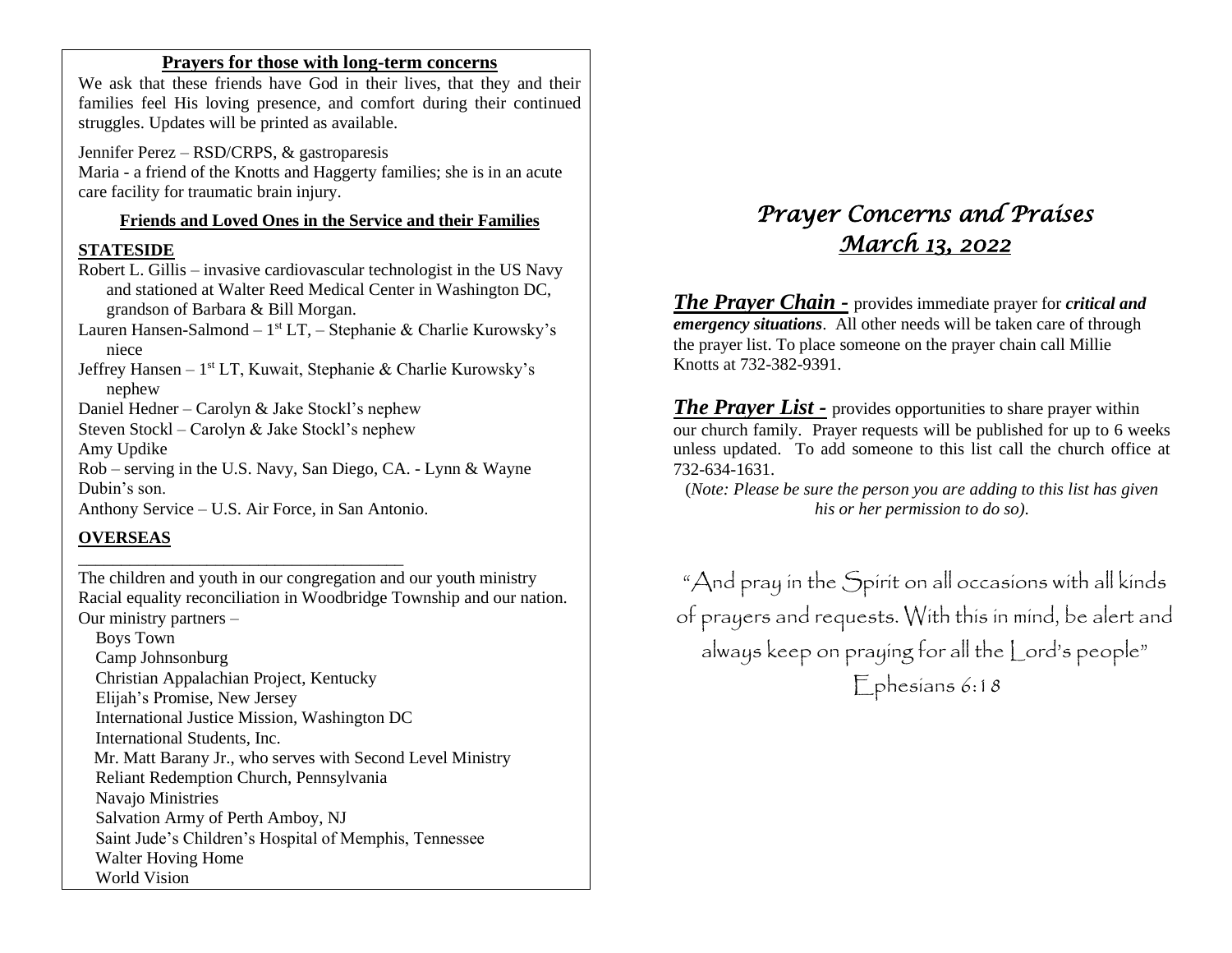## Prayers for those with long-term concerns

We ask that these friends have God in their lives, that they and their families feel His loving presence, and comfort during their continued struggles. Updates will be printed as available.

Jennifer Perez – RSD/CRPS, & gastroparesis
Maria - a friend of the Knotts and Haggerty families; she is in an acute care facility for traumatic brain injury.

### Friends and Loved Ones in the Service and their Families

**STATESIDE**

Robert L. Gillis – invasive cardiovascular technologist in the US Navy and stationed at Walter Reed Medical Center in Washington DC, grandson of Barbara & Bill Morgan.
Lauren Hansen-Salmond – 1st LT, – Stephanie & Charlie Kurowsky's niece
Jeffrey Hansen – 1st LT, Kuwait, Stephanie & Charlie Kurowsky's nephew
Daniel Hedner – Carolyn & Jake Stockl's nephew
Steven Stockl – Carolyn & Jake Stockl's nephew
Amy Updike
Rob – serving in the U.S. Navy, San Diego, CA. - Lynn & Wayne Dubin's son.
Anthony Service – U.S. Air Force, in San Antonio.

**OVERSEAS**

---

The children and youth in our congregation and our youth ministry
Racial equality reconciliation in Woodbridge Township and our nation.
Our ministry partners –

- Boys Town
- Camp Johnsonburg
- Christian Appalachian Project, Kentucky
- Elijah's Promise, New Jersey
- International Justice Mission, Washington DC
- International Students, Inc.
- Mr. Matt Barany Jr., who serves with Second Level Ministry
- Reliant Redemption Church, Pennsylvania
- Navajo Ministries
- Salvation Army of Perth Amboy, NJ
- Saint Jude's Children's Hospital of Memphis, Tennessee
- Walter Hoving Home
- World Vision

# *Prayer Concerns and Praises*
## *March 13, 2022*

***The Prayer Chain -*** provides immediate prayer for ***critical and emergency situations***. All other needs will be taken care of through the prayer list. To place someone on the prayer chain call Millie Knotts at 732-382-9391.

***The Prayer List -*** provides opportunities to share prayer within our church family. Prayer requests will be published for up to 6 weeks unless updated. To add someone to this list call the church office at 732-634-1631.

(*Note: Please be sure the person you are adding to this list has given his or her permission to do so).*

"And pray in the Spirit on all occasions with all kinds of prayers and requests. With this in mind, be alert and always keep on praying for all the Lord's people"
Ephesians 6:18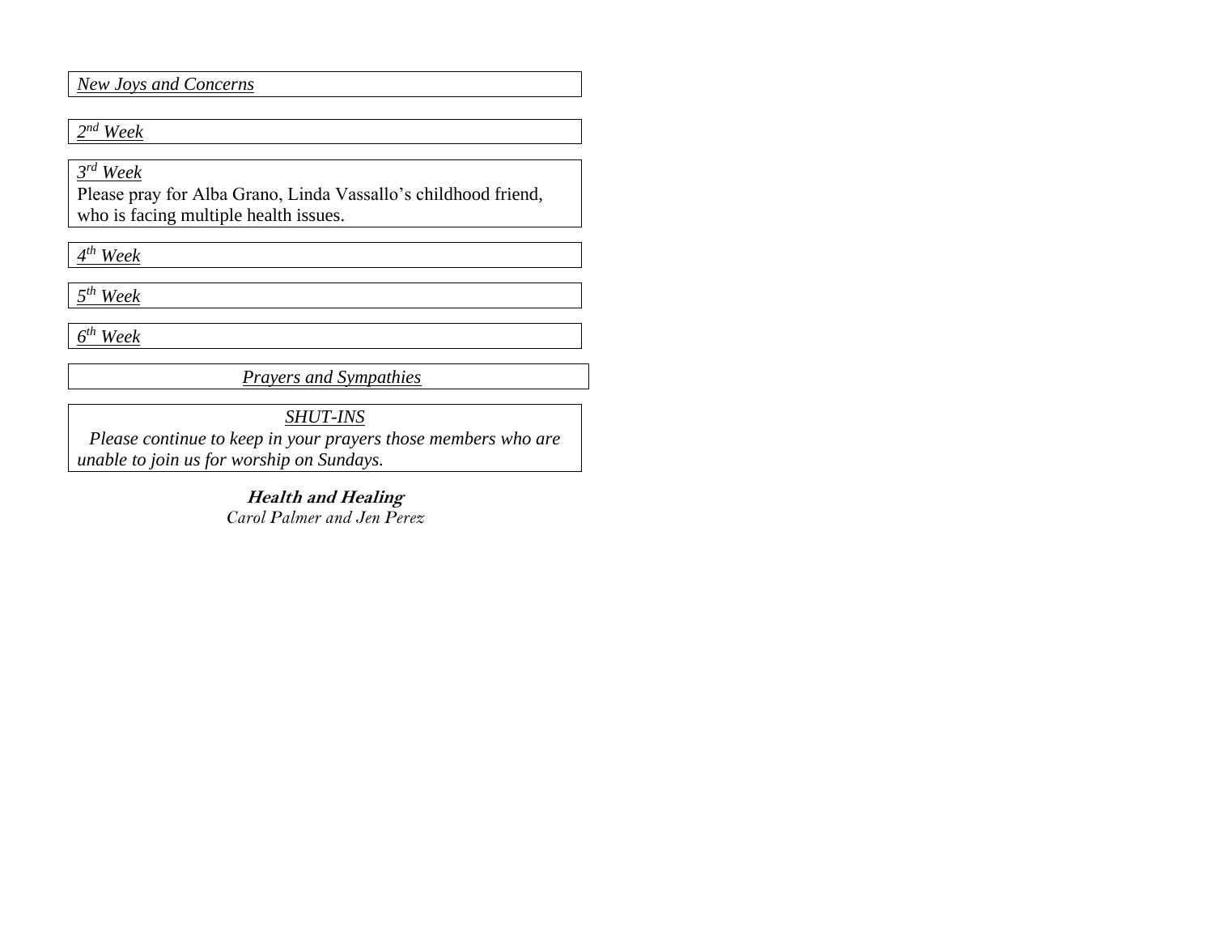*New Joys and Concerns*

*2nd Week*

*3rd Week*

Please pray for Alba Grano, Linda Vassallo's childhood friend, who is facing multiple health issues.

*4th Week*

*5th Week*

*6th Week*

*Prayers and Sympathies*

*SHUT-INS*

*Please continue to keep in your prayers those members who are unable to join us for worship on Sundays.*

**Health and Healing**

*Carol Palmer and Jen Perez*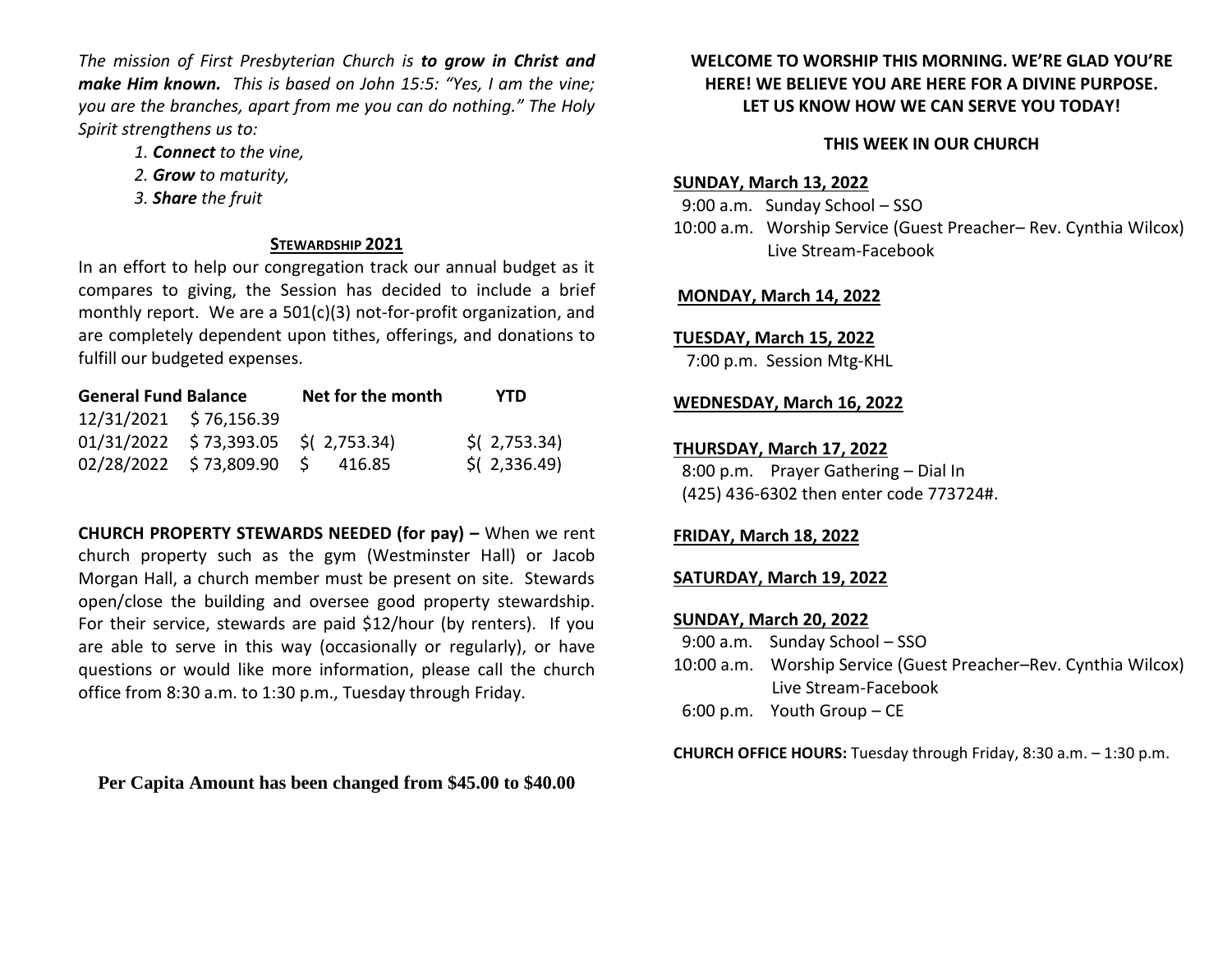*The mission of First Presbyterian Church is* ***to grow in Christ and make Him known.*** *This is based on John 15:5: "Yes, I am the vine; you are the branches, apart from me you can do nothing." The Holy Spirit strengthens us to:*

1. ***Connect*** *to the vine,*
2. ***Grow*** *to maturity,*
3. ***Share*** *the fruit*

## STEWARDSHIP 2021

In an effort to help our congregation track our annual budget as it compares to giving, the Session has decided to include a brief monthly report. We are a 501(c)(3) not-for-profit organization, and are completely dependent upon tithes, offerings, and donations to fulfill our budgeted expenses.

| General Fund Balance | | Net for the month | YTD |
|---|---|---|---|
| 12/31/2021 | $ 76,156.39 | | |
| 01/31/2022 | $ 73,393.05 | $( 2,753.34) | $( 2,753.34) |
| 02/28/2022 | $ 73,809.90 | $ 416.85 | $( 2,336.49) |

**CHURCH PROPERTY STEWARDS NEEDED (for pay) –** When we rent church property such as the gym (Westminster Hall) or Jacob Morgan Hall, a church member must be present on site. Stewards open/close the building and oversee good property stewardship. For their service, stewards are paid $12/hour (by renters). If you are able to serve in this way (occasionally or regularly), or have questions or would like more information, please call the church office from 8:30 a.m. to 1:30 p.m., Tuesday through Friday.

**Per Capita Amount has been changed from $45.00 to $40.00**

**WELCOME TO WORSHIP THIS MORNING. WE'RE GLAD YOU'RE HERE! WE BELIEVE YOU ARE HERE FOR A DIVINE PURPOSE. LET US KNOW HOW WE CAN SERVE YOU TODAY!**

## THIS WEEK IN OUR CHURCH

**SUNDAY, March 13, 2022**
9:00 a.m. Sunday School – SSO
10:00 a.m. Worship Service (Guest Preacher– Rev. Cynthia Wilcox)
Live Stream-Facebook

**MONDAY, March 14, 2022**

**TUESDAY, March 15, 2022**
7:00 p.m. Session Mtg-KHL

**WEDNESDAY, March 16, 2022**

**THURSDAY, March 17, 2022**
8:00 p.m. Prayer Gathering – Dial In
(425) 436-6302 then enter code 773724#.

**FRIDAY, March 18, 2022**

**SATURDAY, March 19, 2022**

**SUNDAY, March 20, 2022**
9:00 a.m. Sunday School – SSO
10:00 a.m. Worship Service (Guest Preacher–Rev. Cynthia Wilcox)
Live Stream-Facebook
6:00 p.m. Youth Group – CE

**CHURCH OFFICE HOURS:** Tuesday through Friday, 8:30 a.m. – 1:30 p.m.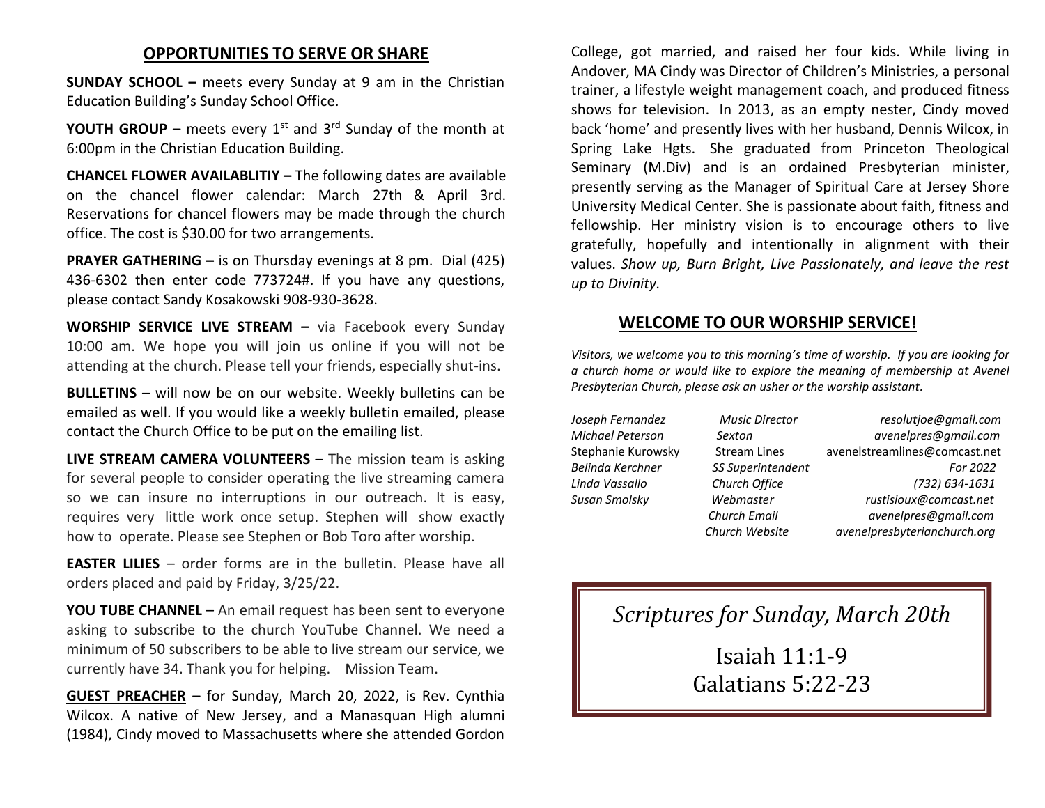## OPPORTUNITIES TO SERVE OR SHARE

**SUNDAY SCHOOL –** meets every Sunday at 9 am in the Christian Education Building's Sunday School Office.

**YOUTH GROUP –** meets every 1st and 3rd Sunday of the month at 6:00pm in the Christian Education Building.

**CHANCEL FLOWER AVAILABLITIY –** The following dates are available on the chancel flower calendar: March 27th & April 3rd. Reservations for chancel flowers may be made through the church office. The cost is $30.00 for two arrangements.

**PRAYER GATHERING –** is on Thursday evenings at 8 pm. Dial (425) 436-6302 then enter code 773724#. If you have any questions, please contact Sandy Kosakowski 908-930-3628.

**WORSHIP SERVICE LIVE STREAM –** via Facebook every Sunday 10:00 am. We hope you will join us online if you will not be attending at the church. Please tell your friends, especially shut-ins.

**BULLETINS** – will now be on our website. Weekly bulletins can be emailed as well. If you would like a weekly bulletin emailed, please contact the Church Office to be put on the emailing list.

**LIVE STREAM CAMERA VOLUNTEERS** – The mission team is asking for several people to consider operating the live streaming camera so we can insure no interruptions in our outreach. It is easy, requires very little work once setup. Stephen will show exactly how to operate. Please see Stephen or Bob Toro after worship.

**EASTER LILIES** – order forms are in the bulletin. Please have all orders placed and paid by Friday, 3/25/22.

**YOU TUBE CHANNEL** – An email request has been sent to everyone asking to subscribe to the church YouTube Channel. We need a minimum of 50 subscribers to be able to live stream our service, we currently have 34. Thank you for helping. Mission Team.

**GUEST PREACHER –** for Sunday, March 20, 2022, is Rev. Cynthia Wilcox. A native of New Jersey, and a Manasquan High alumni (1984), Cindy moved to Massachusetts where she attended Gordon College, got married, and raised her four kids. While living in Andover, MA Cindy was Director of Children's Ministries, a personal trainer, a lifestyle weight management coach, and produced fitness shows for television. In 2013, as an empty nester, Cindy moved back 'home' and presently lives with her husband, Dennis Wilcox, in Spring Lake Hgts. She graduated from Princeton Theological Seminary (M.Div) and is an ordained Presbyterian minister, presently serving as the Manager of Spiritual Care at Jersey Shore University Medical Center. She is passionate about faith, fitness and fellowship. Her ministry vision is to encourage others to live gratefully, hopefully and intentionally in alignment with their values. *Show up, Burn Bright, Live Passionately, and leave the rest up to Divinity.*

## WELCOME TO OUR WORSHIP SERVICE!

*Visitors, we welcome you to this morning's time of worship. If you are looking for a church home or would like to explore the meaning of membership at Avenel Presbyterian Church, please ask an usher or the worship assistant.*

| | | |
|---|---|---|
| *Joseph Fernandez* | *Music Director* | *resolutjoe@gmail.com* |
| *Michael Peterson* | *Sexton* | *avenelpres@gmail.com* |
| Stephanie Kurowsky | Stream Lines | avenelstreamlines@comcast.net |
| *Belinda Kerchner* | *SS Superintendent* | *For 2022* |
| *Linda Vassallo* | *Church Office* | *(732) 634-1631* |
| *Susan Smolsky* | *Webmaster* | *rustisioux@comcast.net* |
| | *Church Email* | *avenelpres@gmail.com* |
| | *Church Website* | *avenelpresbyterianchurch.org* |

*Scriptures for Sunday, March 20th*

Isaiah 11:1-9
Galatians 5:22-23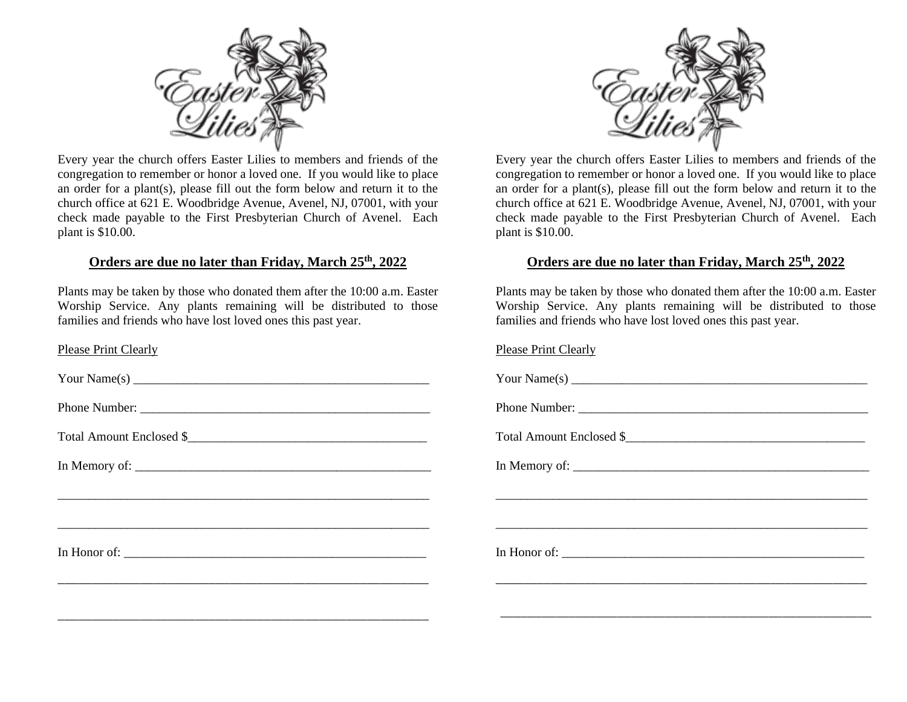Every year the church offers Easter Lilies to members and friends of the congregation to remember or honor a loved one. If you would like to place an order for a plant(s), please fill out the form below and return it to the church office at 621 E. Woodbridge Avenue, Avenel, NJ, 07001, with your check made payable to the First Presbyterian Church of Avenel. Each plant is $10.00.

**Orders are due no later than Friday, March 25th, 2022**

Plants may be taken by those who donated them after the 10:00 a.m. Easter Worship Service. Any plants remaining will be distributed to those families and friends who have lost loved ones this past year.

Please Print Clearly

Your Name(s) ________________________________________________

Phone Number: ______________________________________________

Total Amount Enclosed $_____________________________________

In Memory of: _______________________________________________

______________________________________________________________

______________________________________________________________

In Honor of: _________________________________________________

______________________________________________________________

______________________________________________________________

Every year the church offers Easter Lilies to members and friends of the congregation to remember or honor a loved one. If you would like to place an order for a plant(s), please fill out the form below and return it to the church office at 621 E. Woodbridge Avenue, Avenel, NJ, 07001, with your check made payable to the First Presbyterian Church of Avenel. Each plant is $10.00.

**Orders are due no later than Friday, March 25th, 2022**

Plants may be taken by those who donated them after the 10:00 a.m. Easter Worship Service. Any plants remaining will be distributed to those families and friends who have lost loved ones this past year.

Please Print Clearly

Your Name(s) ________________________________________________

Phone Number: ______________________________________________

Total Amount Enclosed $_____________________________________

In Memory of: _______________________________________________

______________________________________________________________

______________________________________________________________

In Honor of: _________________________________________________

______________________________________________________________

______________________________________________________________